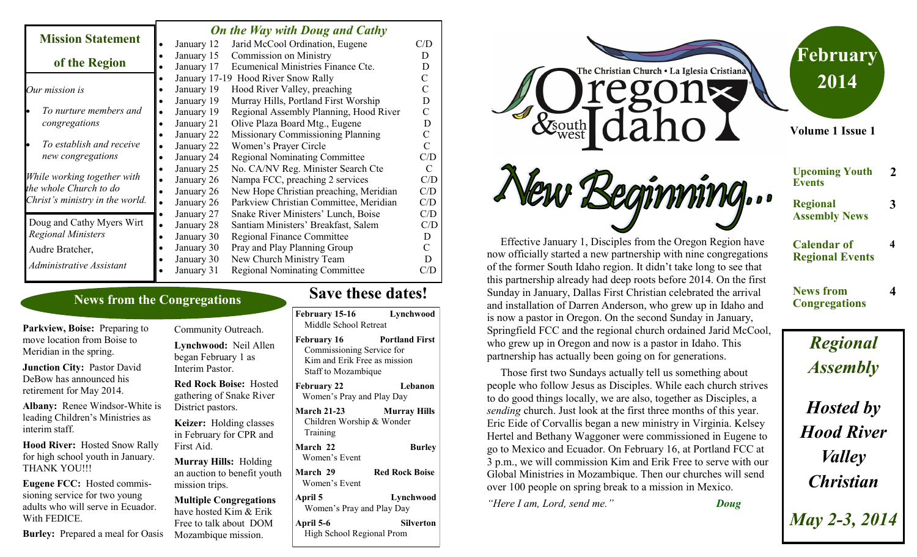# The Christian Church • La Iglesia Cristiana — Oregon & southwest Idaho

## February 2014

**Volume 1 Issue 1**

| | |
|---|---|
| **Upcoming Youth Events** | 2 |
| **Regional Assembly News** | 3 |
| **Calendar of Regional Events** | 4 |
| **News from Congregations** | 4 |

# New Beginning...

Effective January 1, Disciples from the Oregon Region have now officially started a new partnership with nine congregations of the former South Idaho region. It didn't take long to see that this partnership already had deep roots before 2014. On the first Sunday in January, Dallas First Christian celebrated the arrival and installation of Darren Anderson, who grew up in Idaho and is now a pastor in Oregon. On the second Sunday in January, Springfield FCC and the regional church ordained Jarid McCool, who grew up in Oregon and now is a pastor in Idaho. This partnership has actually been going on for generations.

Those first two Sundays actually tell us something about people who follow Jesus as Disciples. While each church strives to do good things locally, we are also, together as Disciples, a *sending* church. Just look at the first three months of this year. Eric Eide of Corvallis began a new ministry in Virginia. Kelsey Hertel and Bethany Waggoner were commissioned in Eugene to go to Mexico and Ecuador. On February 16, at Portland FCC at 3 p.m., we will commission Kim and Erik Free to serve with our Global Ministries in Mozambique. Then our churches will send over 100 people on spring break to a mission in Mexico.

*"Here I am, Lord, send me."* ***Doug***

## Mission Statement of the Region

*Our mission is*

- *To nurture members and congregations*
- *To establish and receive new congregations*

*While working together with the whole Church to do Christ's ministry in the world.*

Doug and Cathy Myers Wirt
*Regional Ministers*

Audre Bratcher,
*Administrative Assistant*

## *On the Way with Doug and Cathy*

- January 12 Jarid McCool Ordination, Eugene C/D
- January 15 Commission on Ministry D
- January 17 Ecumenical Ministries Finance Cte. D
- January 17-19 Hood River Snow Rally C
- January 19 Hood River Valley, preaching C
- January 19 Murray Hills, Portland First Worship D
- January 19 Regional Assembly Planning, Hood River C
- January 21 Olive Plaza Board Mtg., Eugene D
- January 22 Missionary Commissioning Planning C
- January 22 Women's Prayer Circle C
- January 24 Regional Nominating Committee C/D
- January 25 No. CA/NV Reg. Minister Search Cte C
- January 26 Nampa FCC, preaching 2 services C/D
- January 26 New Hope Christian preaching, Meridian C/D
- January 26 Parkview Christian Committee, Meridian C/D
- January 27 Snake River Ministers' Lunch, Boise C/D
- January 28 Santiam Ministers' Breakfast, Salem C/D
- January 30 Regional Finance Committee D
- January 30 Pray and Play Planning Group C
- January 30 New Church Ministry Team D
- January 31 Regional Nominating Committee C/D

## News from the Congregations

**Parkview, Boise:** Preparing to move location from Boise to Meridian in the spring.

**Junction City:** Pastor David DeBow has announced his retirement for May 2014.

**Albany:** Renee Windsor-White is leading Children's Ministries as interim staff.

**Hood River:** Hosted Snow Rally for high school youth in January. THANK YOU!!!

**Eugene FCC:** Hosted commissioning service for two young adults who will serve in Ecuador. With FEDICE.

**Burley:** Prepared a meal for Oasis Community Outreach.

**Lynchwood:** Neil Allen began February 1 as Interim Pastor.

**Red Rock Boise:** Hosted gathering of Snake River District pastors.

**Keizer:** Holding classes in February for CPR and First Aid.

**Murray Hills:** Holding an auction to benefit youth mission trips.

**Multiple Congregations** have hosted Kim & Erik Free to talk about DOM Mozambique mission.

## Save these dates!

- **February 15-16** — **Lynchwood**
  Middle School Retreat
- **February 16** — **Portland First**
  Commissioning Service for Kim and Erik Free as mission Staff to Mozambique
- **February 22** — **Lebanon**
  Women's Pray and Play Day
- **March 21-23** — **Murray Hills**
  Children Worship & Wonder Training
- **March 22** — **Burley**
  Women's Event
- **March 29** — **Red Rock Boise**
  Women's Event
- **April 5** — **Lynchwood**
  Women's Pray and Play Day
- **April 5-6** — **Silverton**
  High School Regional Prom

## *Regional Assembly*

### *Hosted by Hood River Valley Christian*

### *May 2-3, 2014*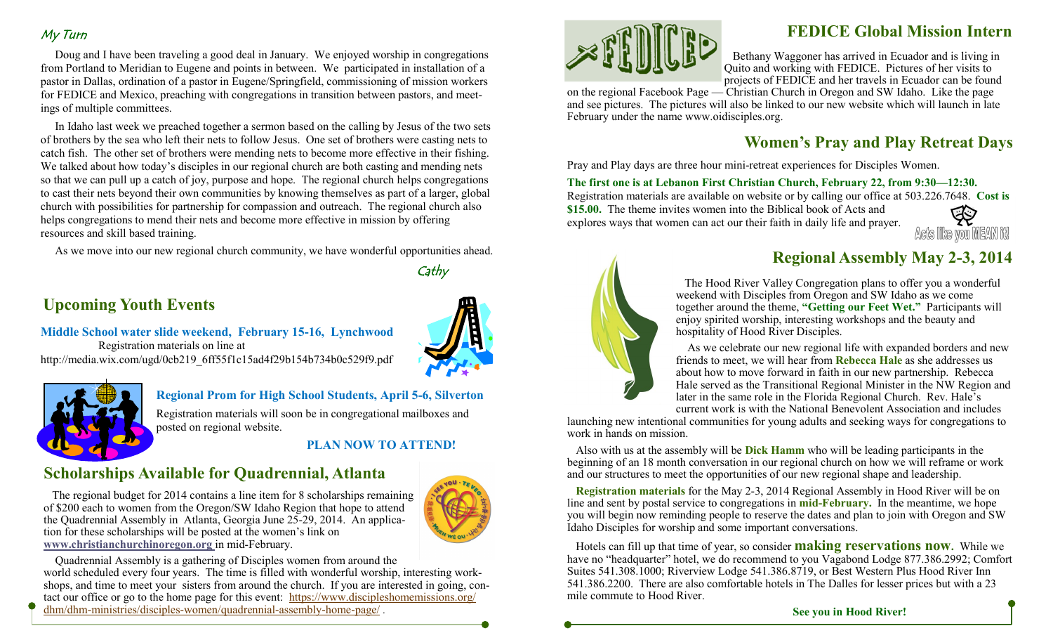## *My Turn*

Doug and I have been traveling a good deal in January. We enjoyed worship in congregations from Portland to Meridian to Eugene and points in between. We participated in installation of a pastor in Dallas, ordination of a pastor in Eugene/Springfield, commissioning of mission workers for FEDICE and Mexico, preaching with congregations in transition between pastors, and meetings of multiple committees.

In Idaho last week we preached together a sermon based on the calling by Jesus of the two sets of brothers by the sea who left their nets to follow Jesus. One set of brothers were casting nets to catch fish. The other set of brothers were mending nets to become more effective in their fishing. We talked about how today's disciples in our regional church are both casting and mending nets so that we can pull up a catch of joy, purpose and hope. The regional church helps congregations to cast their nets beyond their own communities by knowing themselves as part of a larger, global church with possibilities for partnership for compassion and outreach. The regional church also helps congregations to mend their nets and become more effective in mission by offering resources and skill based training.

As we move into our new regional church community, we have wonderful opportunities ahead.

*Cathy*

## Upcoming Youth Events

**Middle School water slide weekend, February 15-16, Lynchwood**

Registration materials on line at
http://media.wix.com/ugd/0cb219_6ff55f1c15ad4f29b154b734b0c529f9.pdf

**Regional Prom for High School Students, April 5-6, Silverton**

Registration materials will soon be in congregational mailboxes and posted on regional website.

**PLAN NOW TO ATTEND!**

## Scholarships Available for Quadrennial, Atlanta

The regional budget for 2014 contains a line item for 8 scholarships remaining of $200 each to women from the Oregon/SW Idaho Region that hope to attend the Quadrennial Assembly in Atlanta, Georgia June 25-29, 2014. An application for these scholarships will be posted at the women's link on **www.christianchurchinoregon.org** in mid-February.

Quadrennial Assembly is a gathering of Disciples women from around the world scheduled every four years. The time is filled with wonderful worship, interesting workshops, and time to meet your sisters from around the church. If you are interested in going, contact our office or go to the home page for this event: https://www.discipleshomemissions.org/dhm/dhm-ministries/disciples-women/quadrennial-assembly-home-page/ .

## FEDICE Global Mission Intern

Bethany Waggoner has arrived in Ecuador and is living in Quito and working with FEDICE. Pictures of her visits to projects of FEDICE and her travels in Ecuador can be found on the regional Facebook Page — Christian Church in Oregon and SW Idaho. Like the page and see pictures. The pictures will also be linked to our new website which will launch in late February under the name www.oidisciples.org.

## Women's Pray and Play Retreat Days

Pray and Play days are three hour mini-retreat experiences for Disciples Women.

**The first one is at Lebanon First Christian Church, February 22, from 9:30—12:30.** Registration materials are available on website or by calling our office at 503.226.7648. **Cost is $15.00.** The theme invites women into the Biblical book of Acts and explores ways that women can act our their faith in daily life and prayer.

Acts like you MEAN it!

## Regional Assembly May 2-3, 2014

The Hood River Valley Congregation plans to offer you a wonderful weekend with Disciples from Oregon and SW Idaho as we come together around the theme, **"Getting our Feet Wet."** Participants will enjoy spirited worship, interesting workshops and the beauty and hospitality of Hood River Disciples.

As we celebrate our new regional life with expanded borders and new friends to meet, we will hear from **Rebecca Hale** as she addresses us about how to move forward in faith in our new partnership. Rebecca Hale served as the Transitional Regional Minister in the NW Region and later in the same role in the Florida Regional Church. Rev. Hale's current work is with the National Benevolent Association and includes launching new intentional communities for young adults and seeking ways for congregations to work in hands on mission.

Also with us at the assembly will be **Dick Hamm** who will be leading participants in the beginning of an 18 month conversation in our regional church on how we will reframe or work and our structures to meet the opportunities of our new regional shape and leadership.

**Registration materials** for the May 2-3, 2014 Regional Assembly in Hood River will be on line and sent by postal service to congregations in **mid-February.** In the meantime, we hope you will begin now reminding people to reserve the dates and plan to join with Oregon and SW Idaho Disciples for worship and some important conversations.

Hotels can fill up that time of year, so consider **making reservations now.** While we have no "headquarter" hotel, we do recommend to you Vagabond Lodge 877.386.2992; Comfort Suites 541.308.1000; Riverview Lodge 541.386.8719, or Best Western Plus Hood River Inn 541.386.2200. There are also comfortable hotels in The Dalles for lesser prices but with a 23 mile commute to Hood River.

**See you in Hood River!**